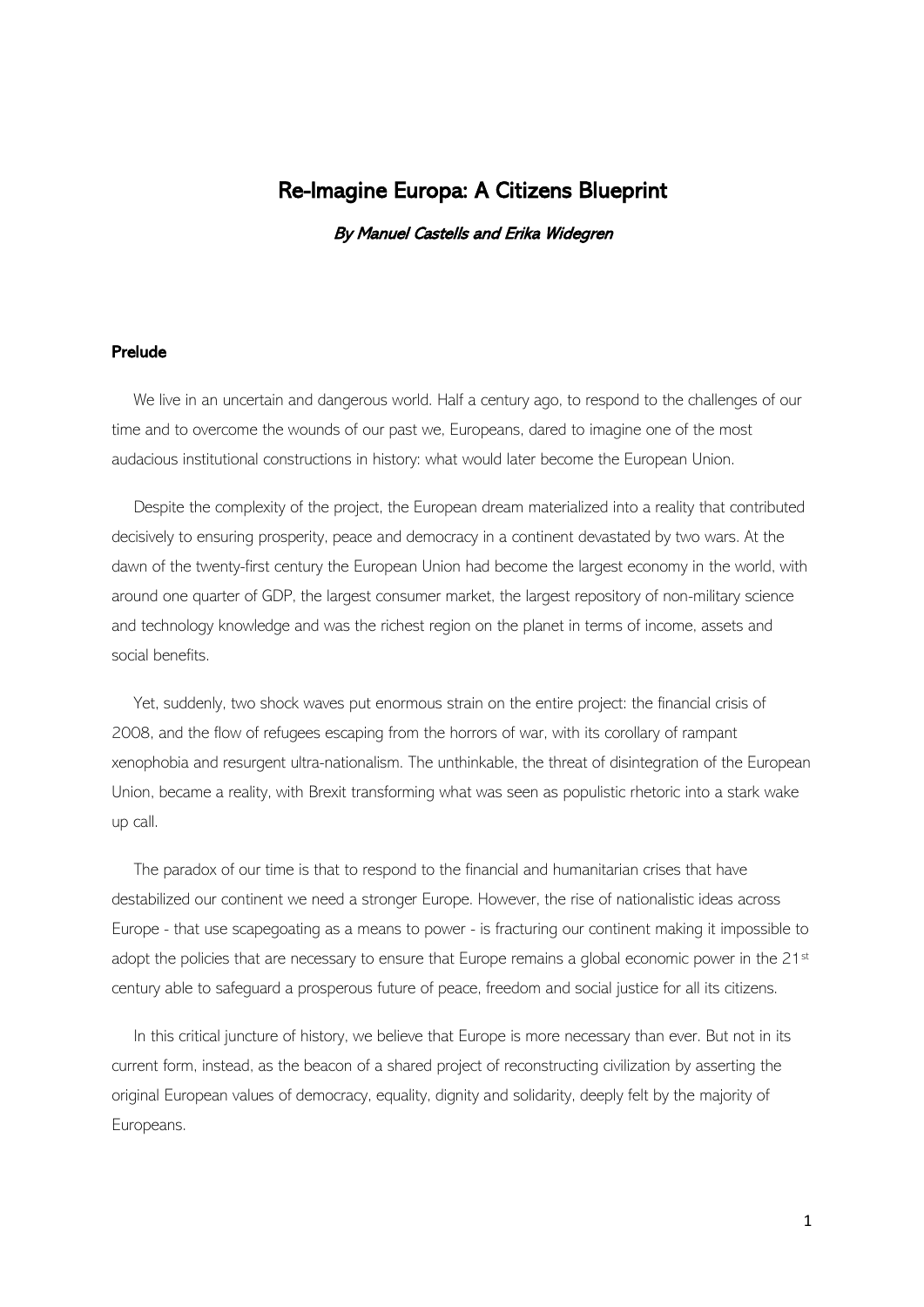# Re-Imagine Europa: A Citizens Blueprint

***By Manuel Castells and Erika Widegren***

## Prelude

We live in an uncertain and dangerous world. Half a century ago, to respond to the challenges of our time and to overcome the wounds of our past we, Europeans, dared to imagine one of the most audacious institutional constructions in history: what would later become the European Union.

Despite the complexity of the project, the European dream materialized into a reality that contributed decisively to ensuring prosperity, peace and democracy in a continent devastated by two wars. At the dawn of the twenty-first century the European Union had become the largest economy in the world, with around one quarter of GDP, the largest consumer market, the largest repository of non-military science and technology knowledge and was the richest region on the planet in terms of income, assets and social benefits.

Yet, suddenly, two shock waves put enormous strain on the entire project: the financial crisis of 2008, and the flow of refugees escaping from the horrors of war, with its corollary of rampant xenophobia and resurgent ultra-nationalism. The unthinkable, the threat of disintegration of the European Union, became a reality, with Brexit transforming what was seen as populistic rhetoric into a stark wake up call.

The paradox of our time is that to respond to the financial and humanitarian crises that have destabilized our continent we need a stronger Europe. However, the rise of nationalistic ideas across Europe - that use scapegoating as a means to power - is fracturing our continent making it impossible to adopt the policies that are necessary to ensure that Europe remains a global economic power in the 21st century able to safeguard a prosperous future of peace, freedom and social justice for all its citizens.

In this critical juncture of history, we believe that Europe is more necessary than ever. But not in its current form, instead, as the beacon of a shared project of reconstructing civilization by asserting the original European values of democracy, equality, dignity and solidarity, deeply felt by the majority of Europeans.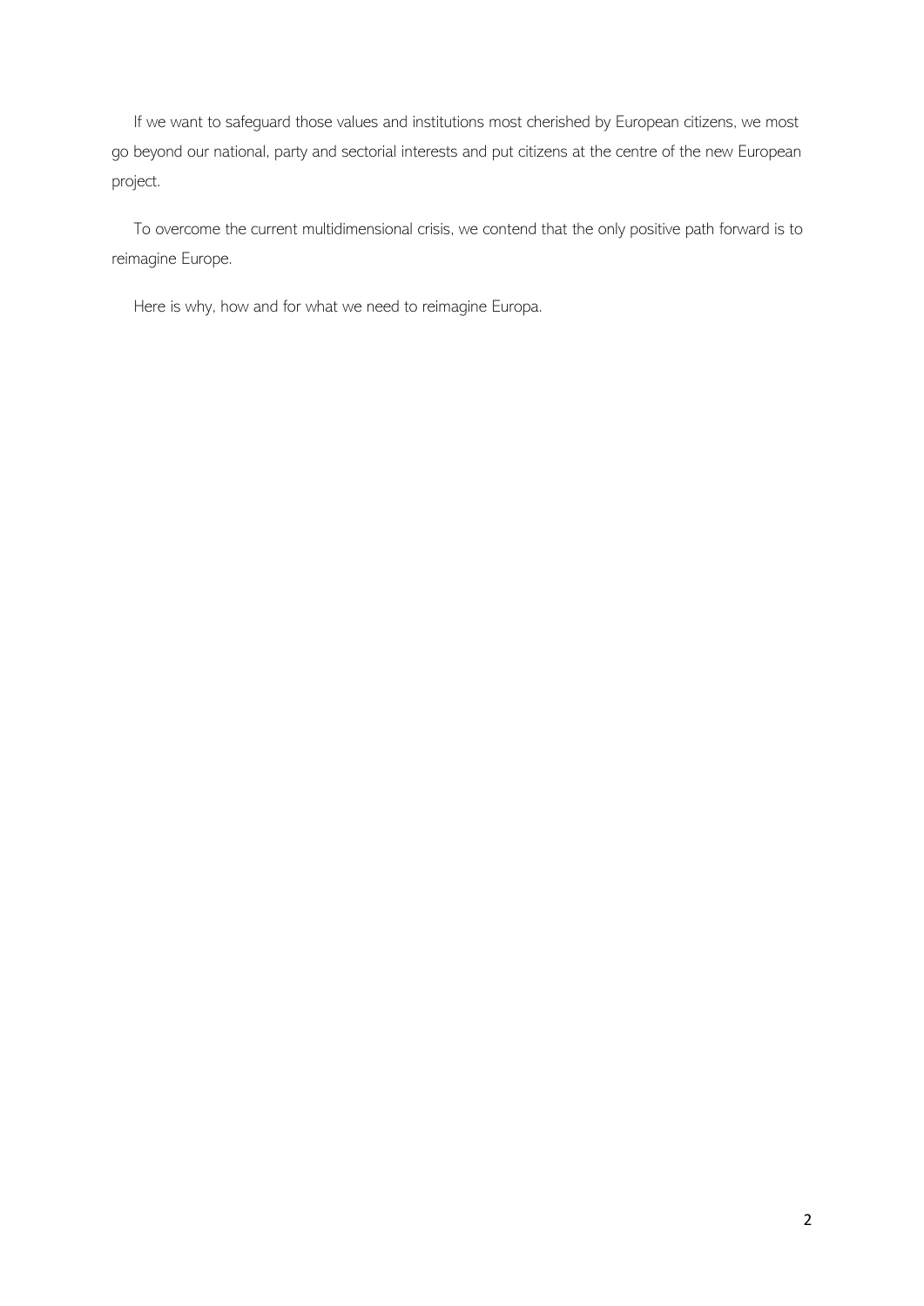If we want to safeguard those values and institutions most cherished by European citizens, we most go beyond our national, party and sectorial interests and put citizens at the centre of the new European project.

To overcome the current multidimensional crisis, we contend that the only positive path forward is to reimagine Europe.

Here is why, how and for what we need to reimagine Europa.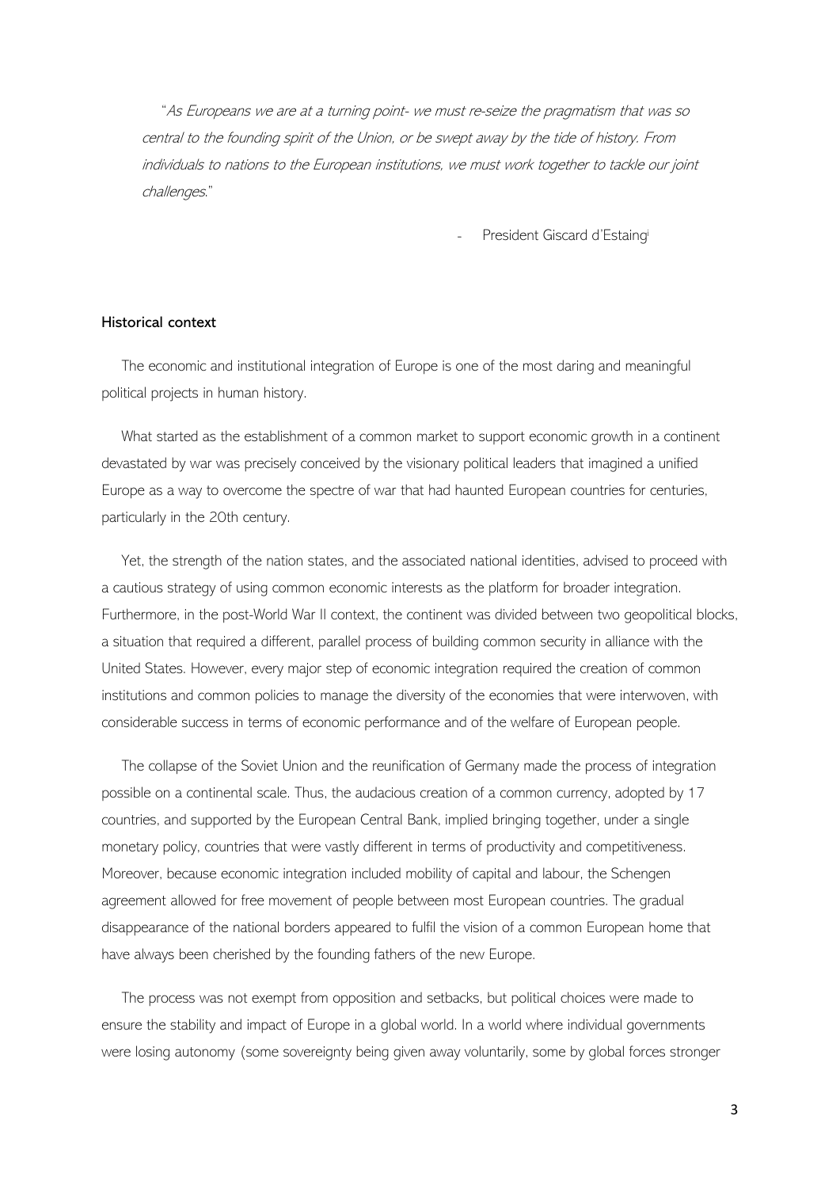> "*As Europeans we are at a turning point- we must re-seize the pragmatism that was so central to the founding spirit of the Union, or be swept away by the tide of history. From individuals to nations to the European institutions, we must work together to tackle our joint challenges.*"
>
> - President Giscard d'Estaing[i]

### Historical context

The economic and institutional integration of Europe is one of the most daring and meaningful political projects in human history.

What started as the establishment of a common market to support economic growth in a continent devastated by war was precisely conceived by the visionary political leaders that imagined a unified Europe as a way to overcome the spectre of war that had haunted European countries for centuries, particularly in the 20th century.

Yet, the strength of the nation states, and the associated national identities, advised to proceed with a cautious strategy of using common economic interests as the platform for broader integration. Furthermore, in the post-World War II context, the continent was divided between two geopolitical blocks, a situation that required a different, parallel process of building common security in alliance with the United States. However, every major step of economic integration required the creation of common institutions and common policies to manage the diversity of the economies that were interwoven, with considerable success in terms of economic performance and of the welfare of European people.

The collapse of the Soviet Union and the reunification of Germany made the process of integration possible on a continental scale. Thus, the audacious creation of a common currency, adopted by 17 countries, and supported by the European Central Bank, implied bringing together, under a single monetary policy, countries that were vastly different in terms of productivity and competitiveness. Moreover, because economic integration included mobility of capital and labour, the Schengen agreement allowed for free movement of people between most European countries. The gradual disappearance of the national borders appeared to fulfil the vision of a common European home that have always been cherished by the founding fathers of the new Europe.

The process was not exempt from opposition and setbacks, but political choices were made to ensure the stability and impact of Europe in a global world. In a world where individual governments were losing autonomy (some sovereignty being given away voluntarily, some by global forces stronger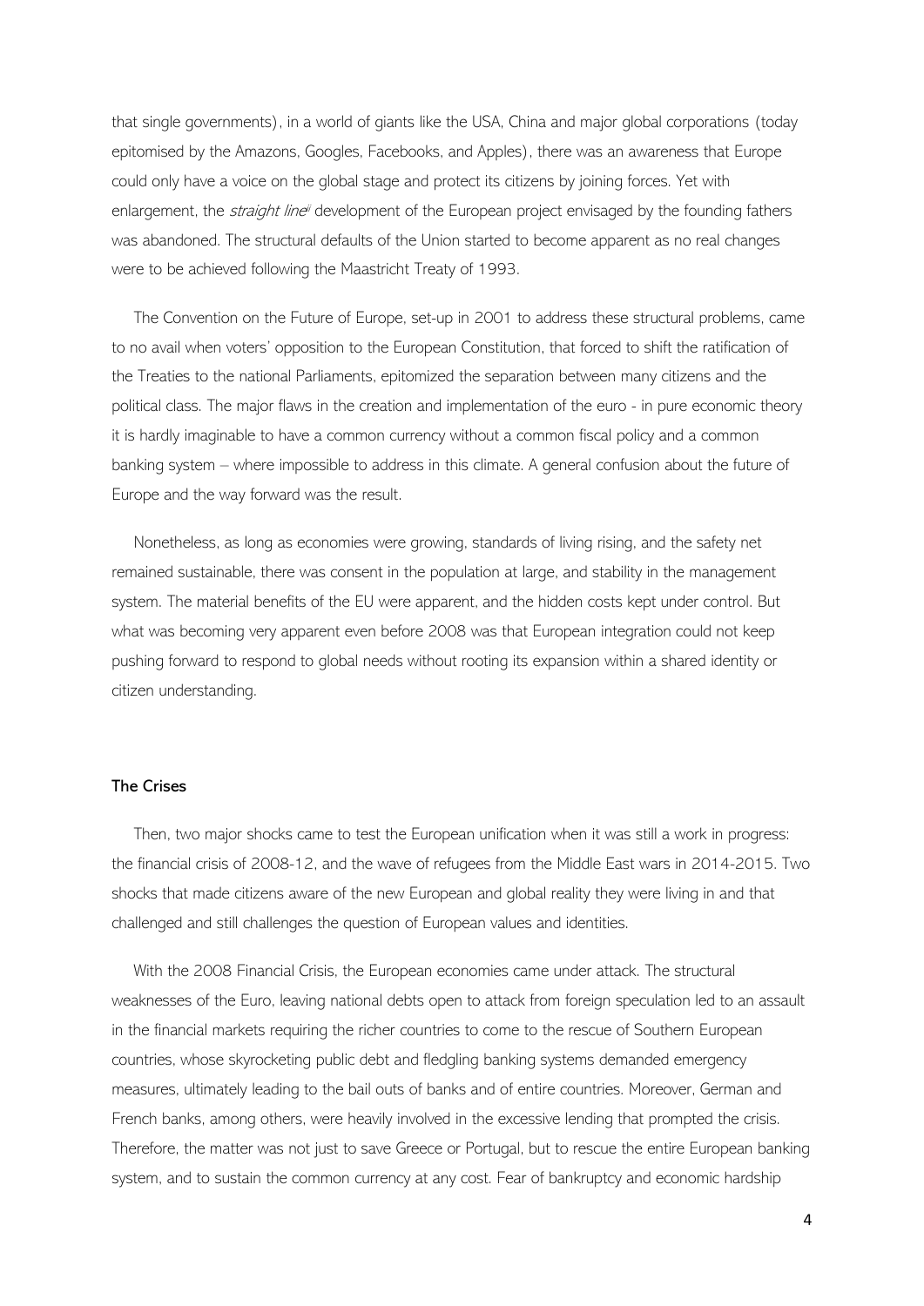that single governments), in a world of giants like the USA, China and major global corporations (today epitomised by the Amazons, Googles, Facebooks, and Apples), there was an awareness that Europe could only have a voice on the global stage and protect its citizens by joining forces. Yet with enlargement, the *straight line*[ii] development of the European project envisaged by the founding fathers was abandoned. The structural defaults of the Union started to become apparent as no real changes were to be achieved following the Maastricht Treaty of 1993.

The Convention on the Future of Europe, set-up in 2001 to address these structural problems, came to no avail when voters' opposition to the European Constitution, that forced to shift the ratification of the Treaties to the national Parliaments, epitomized the separation between many citizens and the political class. The major flaws in the creation and implementation of the euro - in pure economic theory it is hardly imaginable to have a common currency without a common fiscal policy and a common banking system – where impossible to address in this climate. A general confusion about the future of Europe and the way forward was the result.

Nonetheless, as long as economies were growing, standards of living rising, and the safety net remained sustainable, there was consent in the population at large, and stability in the management system. The material benefits of the EU were apparent, and the hidden costs kept under control. But what was becoming very apparent even before 2008 was that European integration could not keep pushing forward to respond to global needs without rooting its expansion within a shared identity or citizen understanding.

## The Crises

Then, two major shocks came to test the European unification when it was still a work in progress: the financial crisis of 2008-12, and the wave of refugees from the Middle East wars in 2014-2015. Two shocks that made citizens aware of the new European and global reality they were living in and that challenged and still challenges the question of European values and identities.

With the 2008 Financial Crisis, the European economies came under attack. The structural weaknesses of the Euro, leaving national debts open to attack from foreign speculation led to an assault in the financial markets requiring the richer countries to come to the rescue of Southern European countries, whose skyrocketing public debt and fledgling banking systems demanded emergency measures, ultimately leading to the bail outs of banks and of entire countries. Moreover, German and French banks, among others, were heavily involved in the excessive lending that prompted the crisis. Therefore, the matter was not just to save Greece or Portugal, but to rescue the entire European banking system, and to sustain the common currency at any cost. Fear of bankruptcy and economic hardship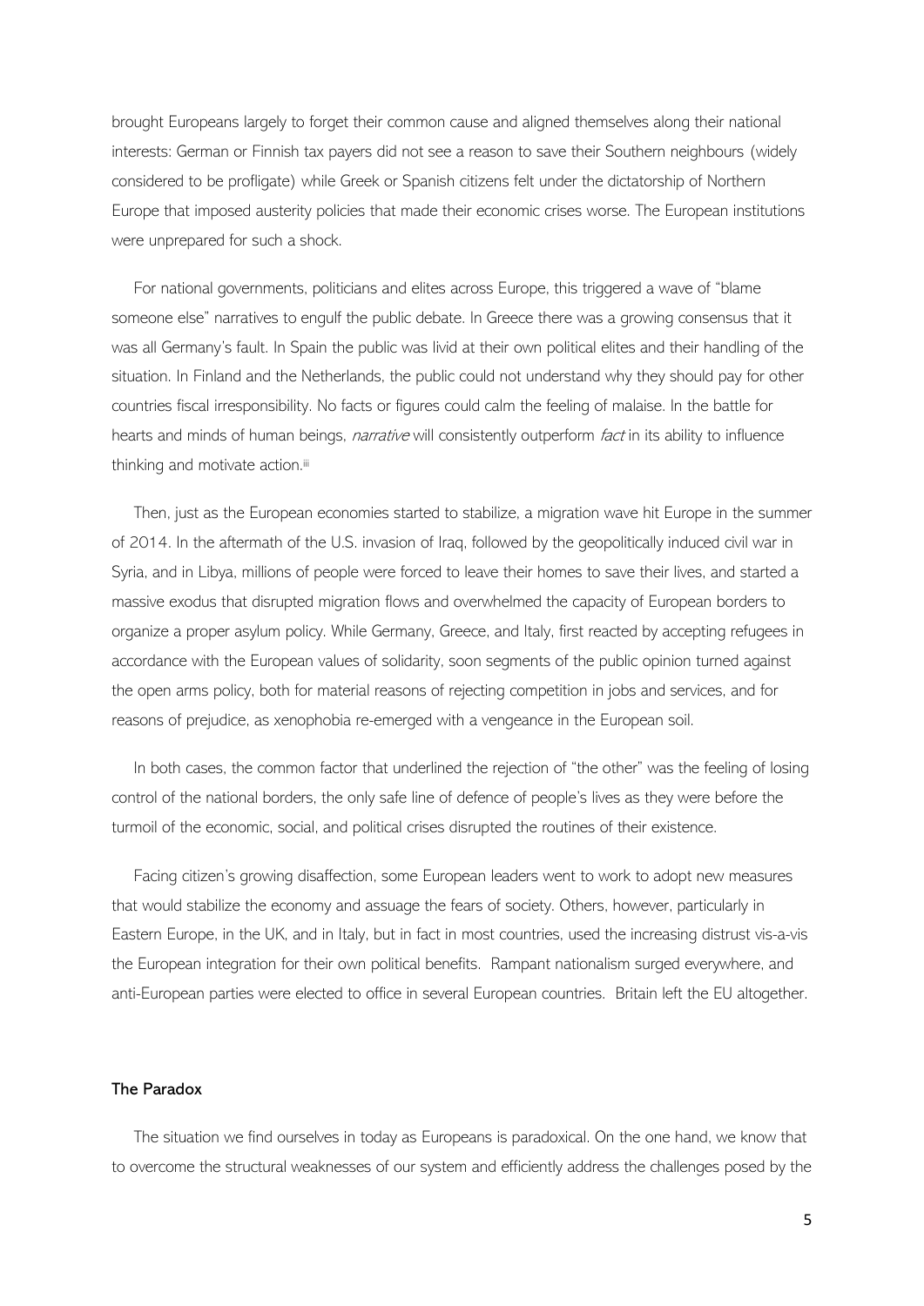brought Europeans largely to forget their common cause and aligned themselves along their national interests: German or Finnish tax payers did not see a reason to save their Southern neighbours (widely considered to be profligate) while Greek or Spanish citizens felt under the dictatorship of Northern Europe that imposed austerity policies that made their economic crises worse. The European institutions were unprepared for such a shock.

For national governments, politicians and elites across Europe, this triggered a wave of "blame someone else" narratives to engulf the public debate. In Greece there was a growing consensus that it was all Germany's fault. In Spain the public was livid at their own political elites and their handling of the situation. In Finland and the Netherlands, the public could not understand why they should pay for other countries fiscal irresponsibility. No facts or figures could calm the feeling of malaise. In the battle for hearts and minds of human beings, *narrative* will consistently outperform *fact* in its ability to influence thinking and motivate action.[iii]

Then, just as the European economies started to stabilize, a migration wave hit Europe in the summer of 2014. In the aftermath of the U.S. invasion of Iraq, followed by the geopolitically induced civil war in Syria, and in Libya, millions of people were forced to leave their homes to save their lives, and started a massive exodus that disrupted migration flows and overwhelmed the capacity of European borders to organize a proper asylum policy. While Germany, Greece, and Italy, first reacted by accepting refugees in accordance with the European values of solidarity, soon segments of the public opinion turned against the open arms policy, both for material reasons of rejecting competition in jobs and services, and for reasons of prejudice, as xenophobia re-emerged with a vengeance in the European soil.

In both cases, the common factor that underlined the rejection of "the other" was the feeling of losing control of the national borders, the only safe line of defence of people's lives as they were before the turmoil of the economic, social, and political crises disrupted the routines of their existence.

Facing citizen's growing disaffection, some European leaders went to work to adopt new measures that would stabilize the economy and assuage the fears of society. Others, however, particularly in Eastern Europe, in the UK, and in Italy, but in fact in most countries, used the increasing distrust vis-a-vis the European integration for their own political benefits. Rampant nationalism surged everywhere, and anti-European parties were elected to office in several European countries. Britain left the EU altogether.

### The Paradox

The situation we find ourselves in today as Europeans is paradoxical. On the one hand, we know that to overcome the structural weaknesses of our system and efficiently address the challenges posed by the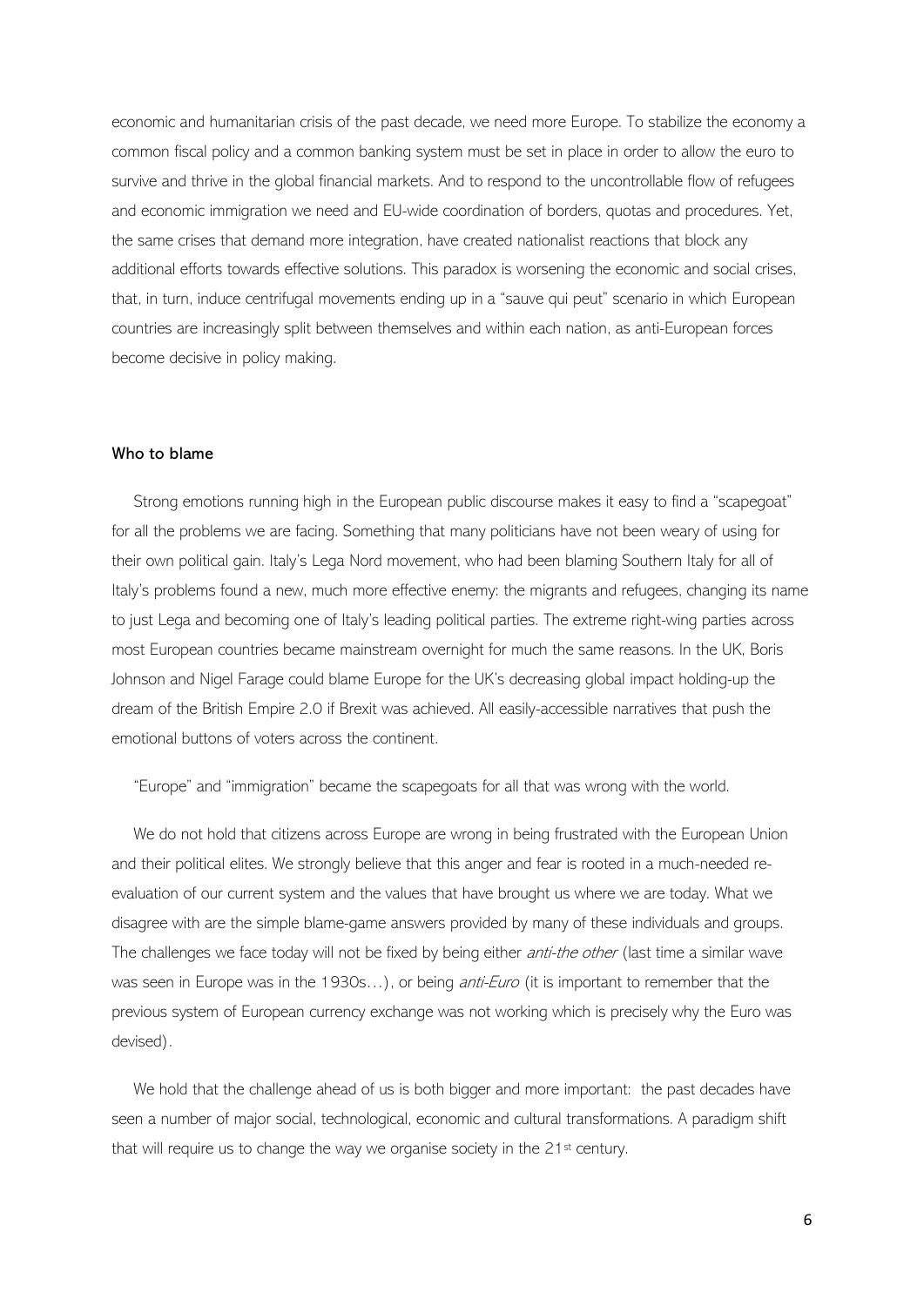economic and humanitarian crisis of the past decade, we need more Europe. To stabilize the economy a common fiscal policy and a common banking system must be set in place in order to allow the euro to survive and thrive in the global financial markets. And to respond to the uncontrollable flow of refugees and economic immigration we need and EU-wide coordination of borders, quotas and procedures. Yet, the same crises that demand more integration, have created nationalist reactions that block any additional efforts towards effective solutions. This paradox is worsening the economic and social crises, that, in turn, induce centrifugal movements ending up in a "sauve qui peut" scenario in which European countries are increasingly split between themselves and within each nation, as anti-European forces become decisive in policy making.

#### Who to blame

Strong emotions running high in the European public discourse makes it easy to find a "scapegoat" for all the problems we are facing. Something that many politicians have not been weary of using for their own political gain. Italy's Lega Nord movement, who had been blaming Southern Italy for all of Italy's problems found a new, much more effective enemy: the migrants and refugees, changing its name to just Lega and becoming one of Italy's leading political parties. The extreme right-wing parties across most European countries became mainstream overnight for much the same reasons. In the UK, Boris Johnson and Nigel Farage could blame Europe for the UK's decreasing global impact holding-up the dream of the British Empire 2.0 if Brexit was achieved. All easily-accessible narratives that push the emotional buttons of voters across the continent.

"Europe" and "immigration" became the scapegoats for all that was wrong with the world.

We do not hold that citizens across Europe are wrong in being frustrated with the European Union and their political elites. We strongly believe that this anger and fear is rooted in a much-needed re-evaluation of our current system and the values that have brought us where we are today. What we disagree with are the simple blame-game answers provided by many of these individuals and groups. The challenges we face today will not be fixed by being either *anti-the other* (last time a similar wave was seen in Europe was in the 1930s…), or being *anti-Euro* (it is important to remember that the previous system of European currency exchange was not working which is precisely why the Euro was devised).

We hold that the challenge ahead of us is both bigger and more important: the past decades have seen a number of major social, technological, economic and cultural transformations. A paradigm shift that will require us to change the way we organise society in the 21st century.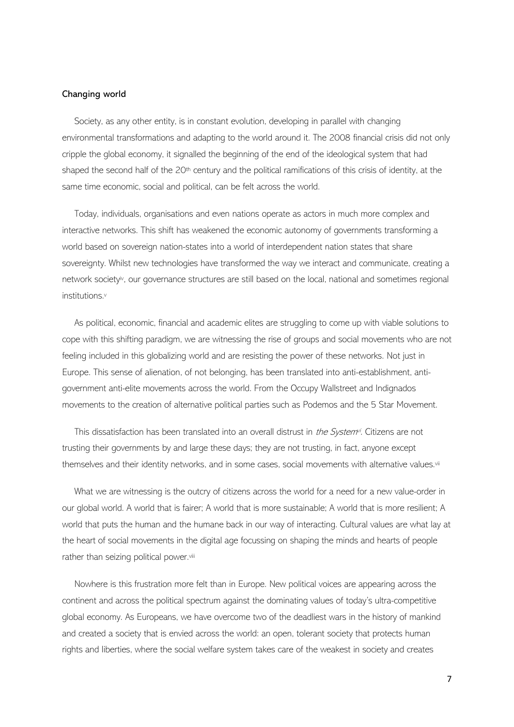### Changing world

Society, as any other entity, is in constant evolution, developing in parallel with changing environmental transformations and adapting to the world around it. The 2008 financial crisis did not only cripple the global economy, it signalled the beginning of the end of the ideological system that had shaped the second half of the 20th century and the political ramifications of this crisis of identity, at the same time economic, social and political, can be felt across the world.

Today, individuals, organisations and even nations operate as actors in much more complex and interactive networks. This shift has weakened the economic autonomy of governments transforming a world based on sovereign nation-states into a world of interdependent nation states that share sovereignty. Whilst new technologies have transformed the way we interact and communicate, creating a network society[iv], our governance structures are still based on the local, national and sometimes regional institutions.[v]

As political, economic, financial and academic elites are struggling to come up with viable solutions to cope with this shifting paradigm, we are witnessing the rise of groups and social movements who are not feeling included in this globalizing world and are resisting the power of these networks. Not just in Europe. This sense of alienation, of not belonging, has been translated into anti-establishment, anti-government anti-elite movements across the world. From the Occupy Wallstreet and Indignados movements to the creation of alternative political parties such as Podemos and the 5 Star Movement.

This dissatisfaction has been translated into an overall distrust in *the System*[vi]. Citizens are not trusting their governments by and large these days; they are not trusting, in fact, anyone except themselves and their identity networks, and in some cases, social movements with alternative values.[vii]

What we are witnessing is the outcry of citizens across the world for a need for a new value-order in our global world. A world that is fairer; A world that is more sustainable; A world that is more resilient; A world that puts the human and the humane back in our way of interacting. Cultural values are what lay at the heart of social movements in the digital age focussing on shaping the minds and hearts of people rather than seizing political power.[viii]

Nowhere is this frustration more felt than in Europe. New political voices are appearing across the continent and across the political spectrum against the dominating values of today's ultra-competitive global economy. As Europeans, we have overcome two of the deadliest wars in the history of mankind and created a society that is envied across the world: an open, tolerant society that protects human rights and liberties, where the social welfare system takes care of the weakest in society and creates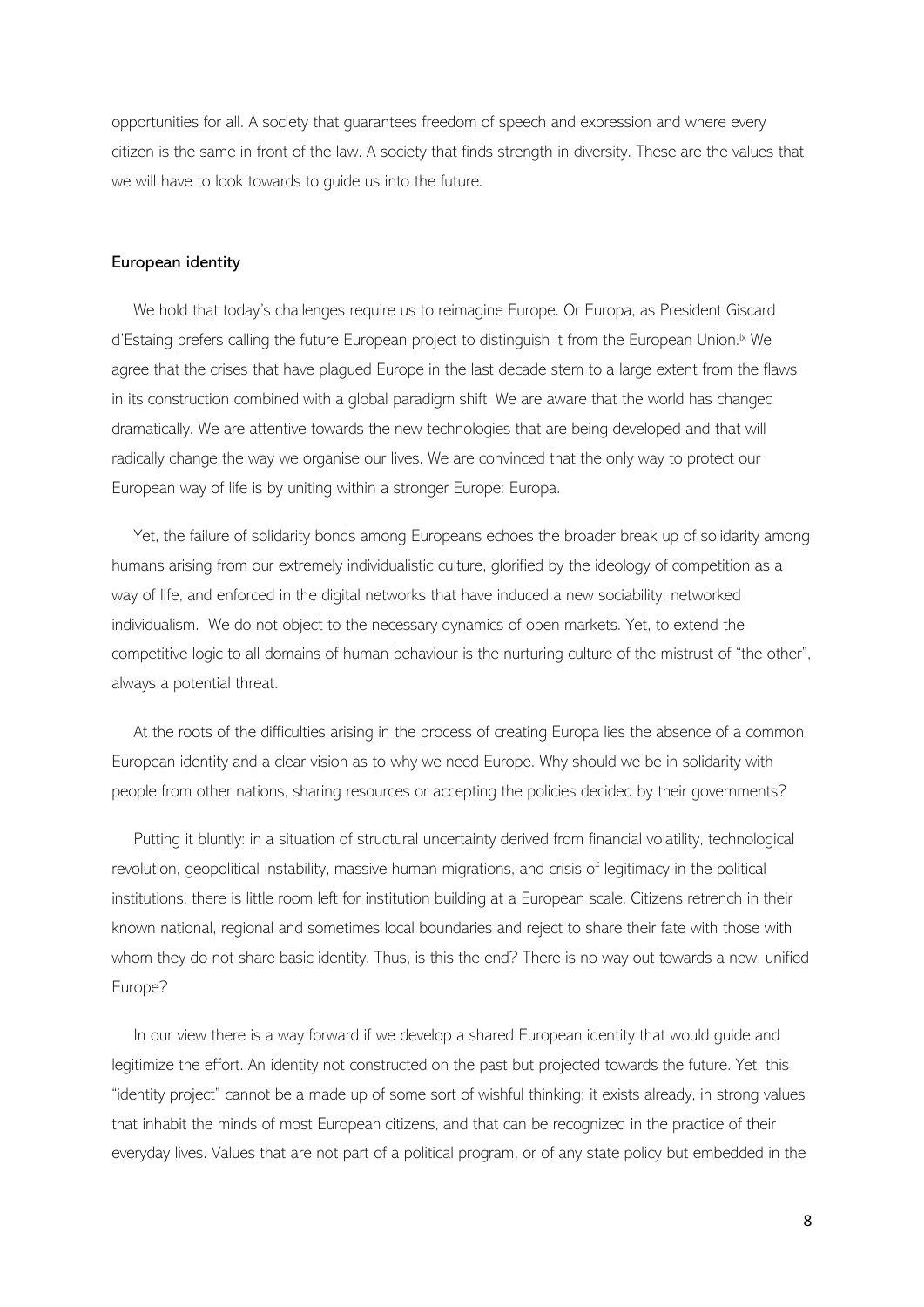opportunities for all. A society that guarantees freedom of speech and expression and where every citizen is the same in front of the law. A society that finds strength in diversity. These are the values that we will have to look towards to guide us into the future.

## European identity

We hold that today's challenges require us to reimagine Europe. Or Europa, as President Giscard d'Estaing prefers calling the future European project to distinguish it from the European Union.[ix] We agree that the crises that have plagued Europe in the last decade stem to a large extent from the flaws in its construction combined with a global paradigm shift. We are aware that the world has changed dramatically. We are attentive towards the new technologies that are being developed and that will radically change the way we organise our lives. We are convinced that the only way to protect our European way of life is by uniting within a stronger Europe: Europa.

Yet, the failure of solidarity bonds among Europeans echoes the broader break up of solidarity among humans arising from our extremely individualistic culture, glorified by the ideology of competition as a way of life, and enforced in the digital networks that have induced a new sociability: networked individualism. We do not object to the necessary dynamics of open markets. Yet, to extend the competitive logic to all domains of human behaviour is the nurturing culture of the mistrust of "the other", always a potential threat.

At the roots of the difficulties arising in the process of creating Europa lies the absence of a common European identity and a clear vision as to why we need Europe. Why should we be in solidarity with people from other nations, sharing resources or accepting the policies decided by their governments?

Putting it bluntly: in a situation of structural uncertainty derived from financial volatility, technological revolution, geopolitical instability, massive human migrations, and crisis of legitimacy in the political institutions, there is little room left for institution building at a European scale. Citizens retrench in their known national, regional and sometimes local boundaries and reject to share their fate with those with whom they do not share basic identity. Thus, is this the end? There is no way out towards a new, unified Europe?

In our view there is a way forward if we develop a shared European identity that would guide and legitimize the effort. An identity not constructed on the past but projected towards the future. Yet, this "identity project" cannot be a made up of some sort of wishful thinking; it exists already, in strong values that inhabit the minds of most European citizens, and that can be recognized in the practice of their everyday lives. Values that are not part of a political program, or of any state policy but embedded in the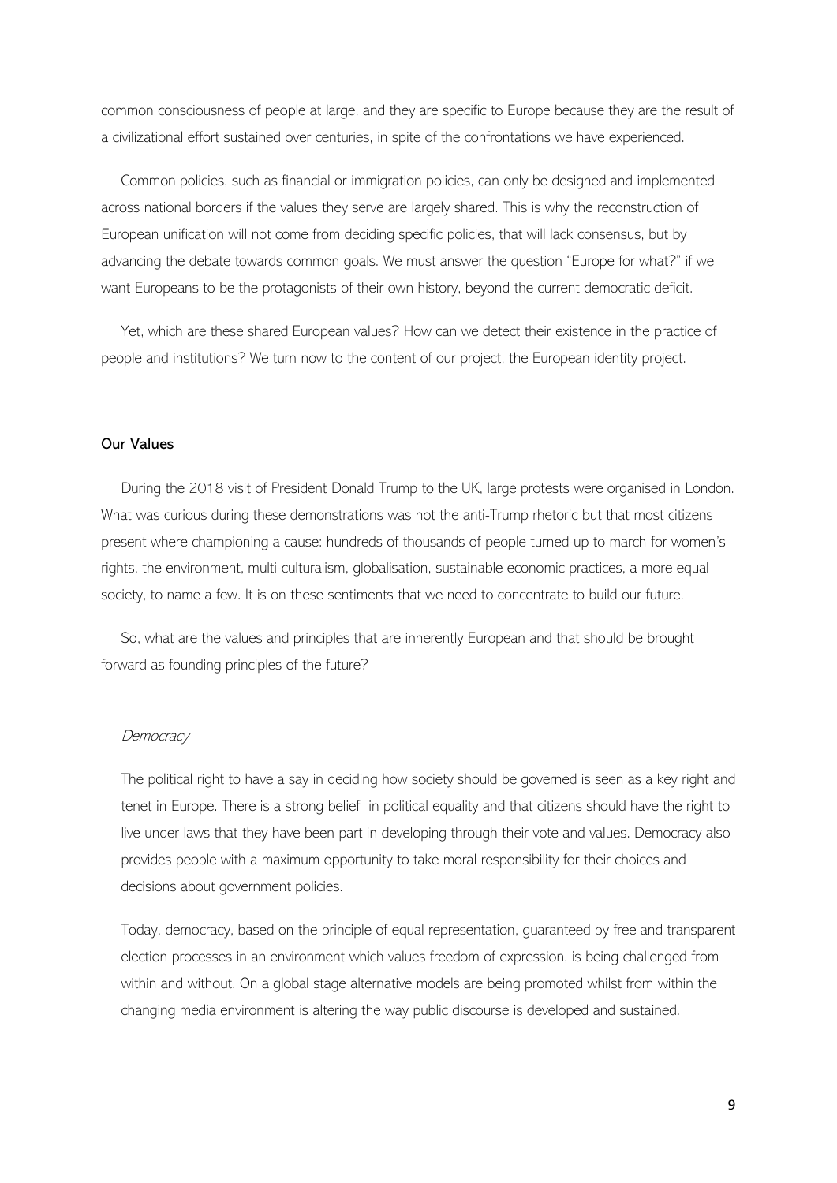common consciousness of people at large, and they are specific to Europe because they are the result of a civilizational effort sustained over centuries, in spite of the confrontations we have experienced.

Common policies, such as financial or immigration policies, can only be designed and implemented across national borders if the values they serve are largely shared. This is why the reconstruction of European unification will not come from deciding specific policies, that will lack consensus, but by advancing the debate towards common goals. We must answer the question "Europe for what?" if we want Europeans to be the protagonists of their own history, beyond the current democratic deficit.

Yet, which are these shared European values? How can we detect their existence in the practice of people and institutions? We turn now to the content of our project, the European identity project.

## Our Values

During the 2018 visit of President Donald Trump to the UK, large protests were organised in London. What was curious during these demonstrations was not the anti-Trump rhetoric but that most citizens present where championing a cause: hundreds of thousands of people turned-up to march for women's rights, the environment, multi-culturalism, globalisation, sustainable economic practices, a more equal society, to name a few. It is on these sentiments that we need to concentrate to build our future.

So, what are the values and principles that are inherently European and that should be brought forward as founding principles of the future?

### *Democracy*

The political right to have a say in deciding how society should be governed is seen as a key right and tenet in Europe. There is a strong belief in political equality and that citizens should have the right to live under laws that they have been part in developing through their vote and values. Democracy also provides people with a maximum opportunity to take moral responsibility for their choices and decisions about government policies.

Today, democracy, based on the principle of equal representation, guaranteed by free and transparent election processes in an environment which values freedom of expression, is being challenged from within and without. On a global stage alternative models are being promoted whilst from within the changing media environment is altering the way public discourse is developed and sustained.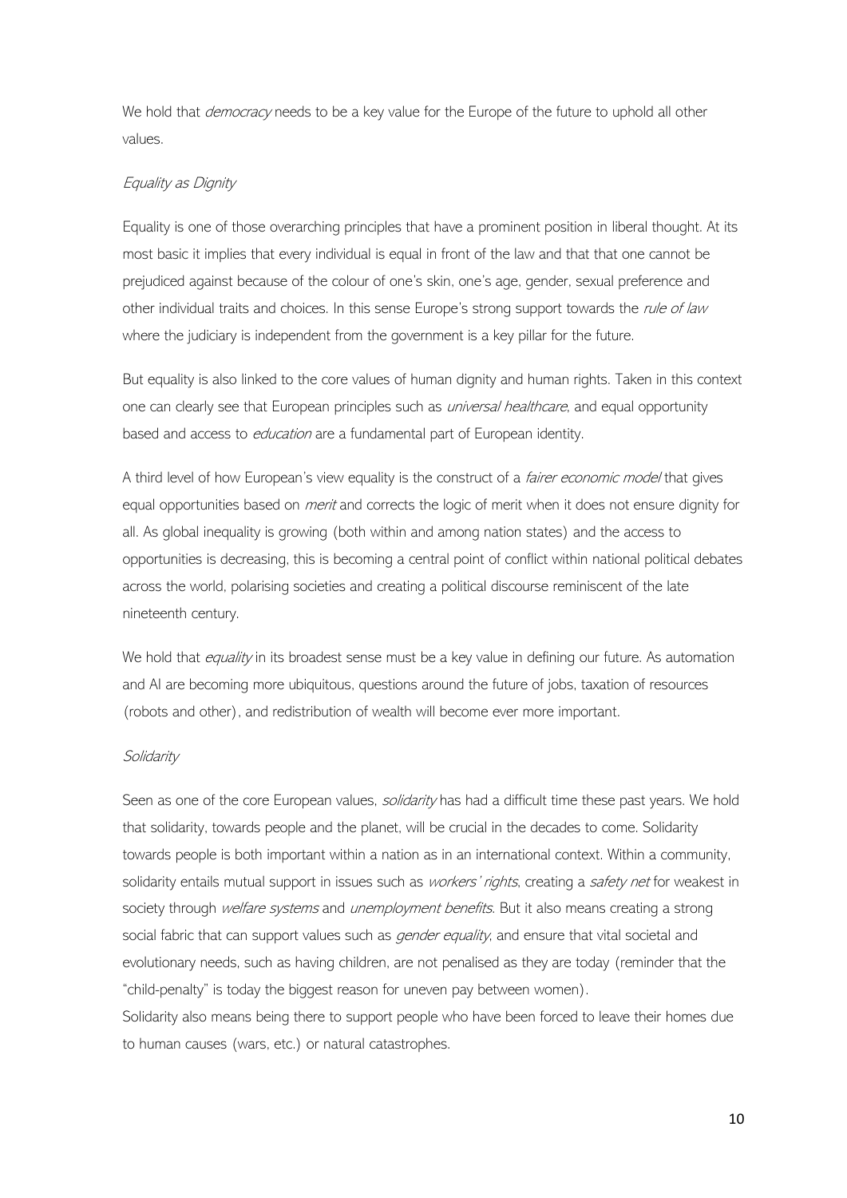We hold that *democracy* needs to be a key value for the Europe of the future to uphold all other values.

### *Equality as Dignity*

Equality is one of those overarching principles that have a prominent position in liberal thought. At its most basic it implies that every individual is equal in front of the law and that that one cannot be prejudiced against because of the colour of one's skin, one's age, gender, sexual preference and other individual traits and choices. In this sense Europe's strong support towards the *rule of law* where the judiciary is independent from the government is a key pillar for the future.

But equality is also linked to the core values of human dignity and human rights. Taken in this context one can clearly see that European principles such as *universal healthcare*, and equal opportunity based and access to *education* are a fundamental part of European identity.

A third level of how European's view equality is the construct of a *fairer economic model* that gives equal opportunities based on *merit* and corrects the logic of merit when it does not ensure dignity for all. As global inequality is growing (both within and among nation states) and the access to opportunities is decreasing, this is becoming a central point of conflict within national political debates across the world, polarising societies and creating a political discourse reminiscent of the late nineteenth century.

We hold that *equality* in its broadest sense must be a key value in defining our future. As automation and AI are becoming more ubiquitous, questions around the future of jobs, taxation of resources (robots and other), and redistribution of wealth will become ever more important.

### *Solidarity*

Seen as one of the core European values, *solidarity* has had a difficult time these past years. We hold that solidarity, towards people and the planet, will be crucial in the decades to come. Solidarity towards people is both important within a nation as in an international context. Within a community, solidarity entails mutual support in issues such as *workers' rights*, creating a *safety net* for weakest in society through *welfare systems* and *unemployment benefits*. But it also means creating a strong social fabric that can support values such as *gender equality*, and ensure that vital societal and evolutionary needs, such as having children, are not penalised as they are today (reminder that the "child-penalty" is today the biggest reason for uneven pay between women).
Solidarity also means being there to support people who have been forced to leave their homes due to human causes (wars, etc.) or natural catastrophes.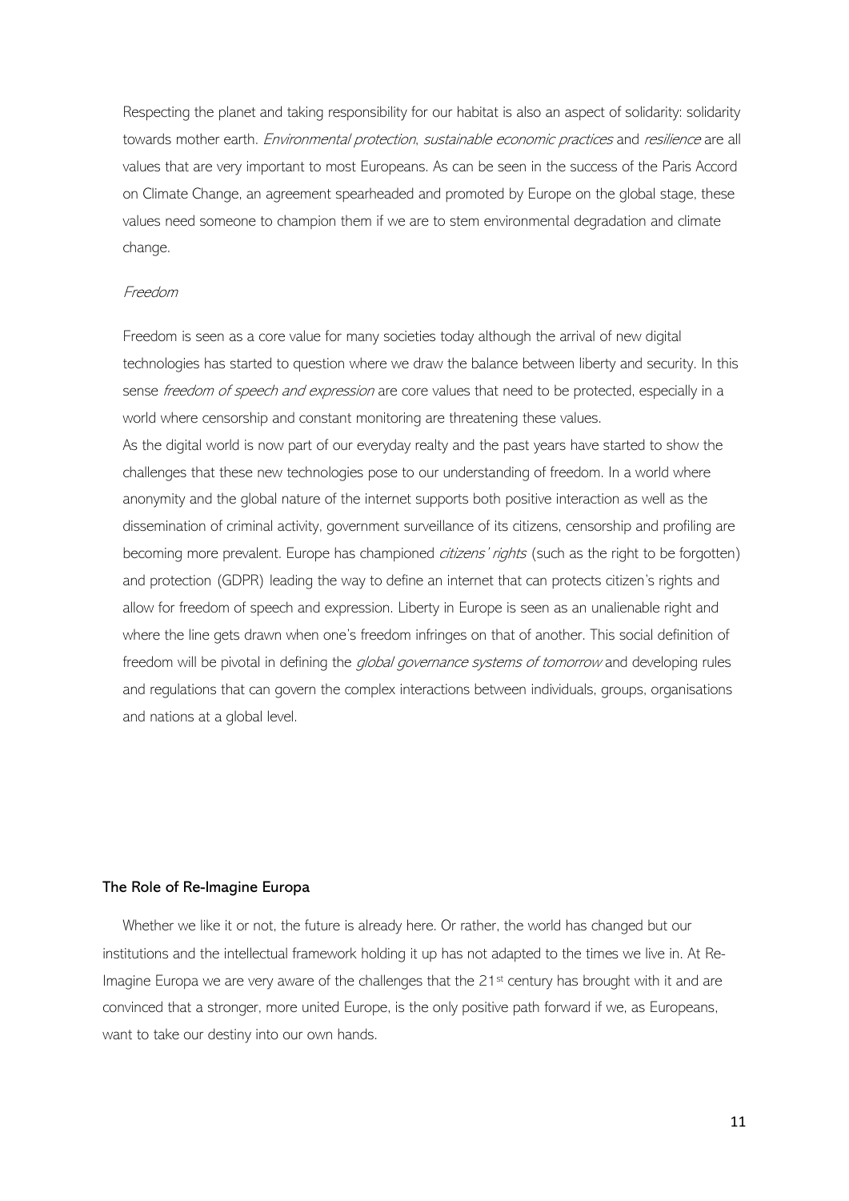Respecting the planet and taking responsibility for our habitat is also an aspect of solidarity: solidarity towards mother earth. *Environmental protection*, *sustainable economic practices* and *resilience* are all values that are very important to most Europeans. As can be seen in the success of the Paris Accord on Climate Change, an agreement spearheaded and promoted by Europe on the global stage, these values need someone to champion them if we are to stem environmental degradation and climate change.

*Freedom*

Freedom is seen as a core value for many societies today although the arrival of new digital technologies has started to question where we draw the balance between liberty and security. In this sense *freedom of speech and expression* are core values that need to be protected, especially in a world where censorship and constant monitoring are threatening these values.
As the digital world is now part of our everyday realty and the past years have started to show the challenges that these new technologies pose to our understanding of freedom. In a world where anonymity and the global nature of the internet supports both positive interaction as well as the dissemination of criminal activity, government surveillance of its citizens, censorship and profiling are becoming more prevalent. Europe has championed *citizens' rights* (such as the right to be forgotten) and protection (GDPR) leading the way to define an internet that can protects citizen's rights and allow for freedom of speech and expression. Liberty in Europe is seen as an unalienable right and where the line gets drawn when one's freedom infringes on that of another. This social definition of freedom will be pivotal in defining the *global governance systems of tomorrow* and developing rules and regulations that can govern the complex interactions between individuals, groups, organisations and nations at a global level.

**The Role of Re-Imagine Europa**

Whether we like it or not, the future is already here. Or rather, the world has changed but our institutions and the intellectual framework holding it up has not adapted to the times we live in. At Re-Imagine Europa we are very aware of the challenges that the 21st century has brought with it and are convinced that a stronger, more united Europe, is the only positive path forward if we, as Europeans, want to take our destiny into our own hands.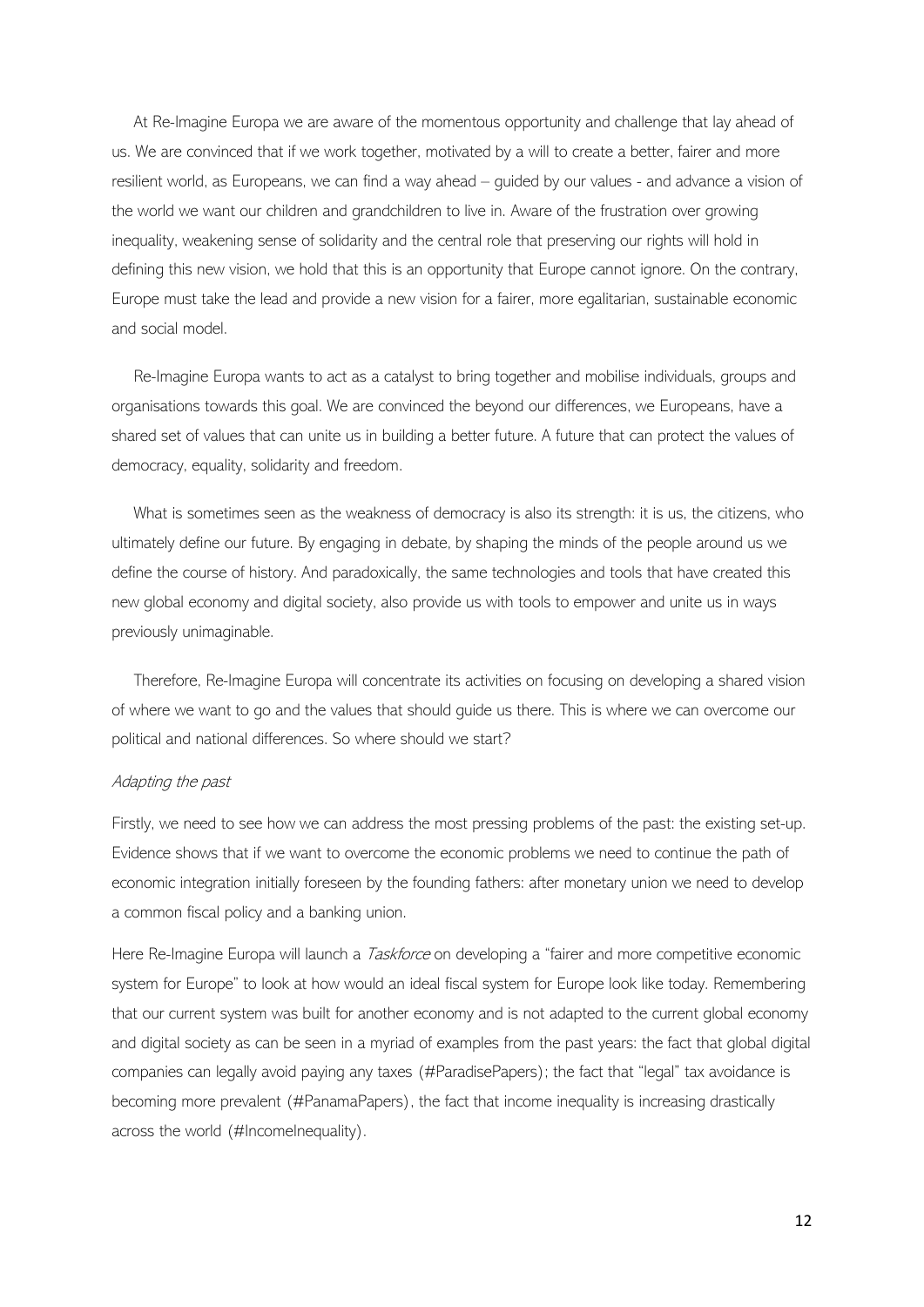At Re-Imagine Europa we are aware of the momentous opportunity and challenge that lay ahead of us. We are convinced that if we work together, motivated by a will to create a better, fairer and more resilient world, as Europeans, we can find a way ahead – guided by our values - and advance a vision of the world we want our children and grandchildren to live in. Aware of the frustration over growing inequality, weakening sense of solidarity and the central role that preserving our rights will hold in defining this new vision, we hold that this is an opportunity that Europe cannot ignore. On the contrary, Europe must take the lead and provide a new vision for a fairer, more egalitarian, sustainable economic and social model.

Re-Imagine Europa wants to act as a catalyst to bring together and mobilise individuals, groups and organisations towards this goal. We are convinced the beyond our differences, we Europeans, have a shared set of values that can unite us in building a better future. A future that can protect the values of democracy, equality, solidarity and freedom.

What is sometimes seen as the weakness of democracy is also its strength: it is us, the citizens, who ultimately define our future. By engaging in debate, by shaping the minds of the people around us we define the course of history. And paradoxically, the same technologies and tools that have created this new global economy and digital society, also provide us with tools to empower and unite us in ways previously unimaginable.

Therefore, Re-Imagine Europa will concentrate its activities on focusing on developing a shared vision of where we want to go and the values that should guide us there. This is where we can overcome our political and national differences. So where should we start?

*Adapting the past*

Firstly, we need to see how we can address the most pressing problems of the past: the existing set-up. Evidence shows that if we want to overcome the economic problems we need to continue the path of economic integration initially foreseen by the founding fathers: after monetary union we need to develop a common fiscal policy and a banking union.

Here Re-Imagine Europa will launch a *Taskforce* on developing a "fairer and more competitive economic system for Europe" to look at how would an ideal fiscal system for Europe look like today. Remembering that our current system was built for another economy and is not adapted to the current global economy and digital society as can be seen in a myriad of examples from the past years: the fact that global digital companies can legally avoid paying any taxes (#ParadisePapers); the fact that "legal" tax avoidance is becoming more prevalent (#PanamaPapers), the fact that income inequality is increasing drastically across the world (#IncomeInequality).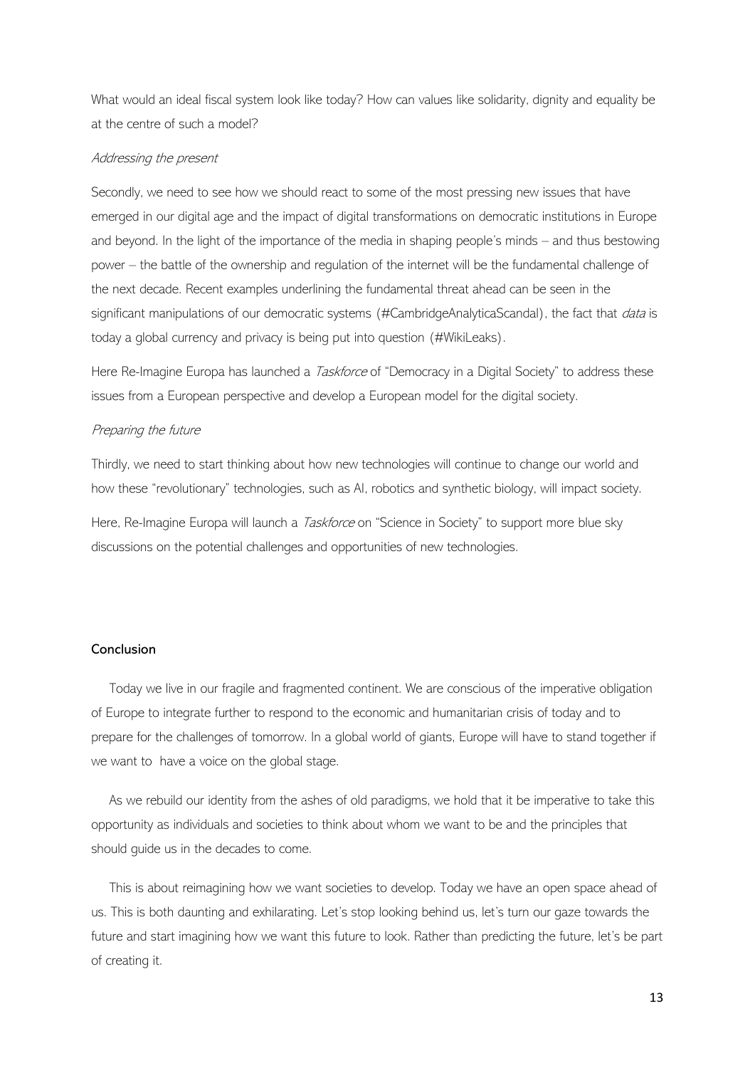What would an ideal fiscal system look like today? How can values like solidarity, dignity and equality be at the centre of such a model?

*Addressing the present*

Secondly, we need to see how we should react to some of the most pressing new issues that have emerged in our digital age and the impact of digital transformations on democratic institutions in Europe and beyond. In the light of the importance of the media in shaping people's minds – and thus bestowing power – the battle of the ownership and regulation of the internet will be the fundamental challenge of the next decade. Recent examples underlining the fundamental threat ahead can be seen in the significant manipulations of our democratic systems (#CambridgeAnalyticaScandal), the fact that *data* is today a global currency and privacy is being put into question (#WikiLeaks).

Here Re-Imagine Europa has launched a *Taskforce* of "Democracy in a Digital Society" to address these issues from a European perspective and develop a European model for the digital society.

*Preparing the future*

Thirdly, we need to start thinking about how new technologies will continue to change our world and how these "revolutionary" technologies, such as AI, robotics and synthetic biology, will impact society.

Here, Re-Imagine Europa will launch a *Taskforce* on "Science in Society" to support more blue sky discussions on the potential challenges and opportunities of new technologies.

**Conclusion**

Today we live in our fragile and fragmented continent. We are conscious of the imperative obligation of Europe to integrate further to respond to the economic and humanitarian crisis of today and to prepare for the challenges of tomorrow. In a global world of giants, Europe will have to stand together if we want to have a voice on the global stage.

As we rebuild our identity from the ashes of old paradigms, we hold that it be imperative to take this opportunity as individuals and societies to think about whom we want to be and the principles that should guide us in the decades to come.

This is about reimagining how we want societies to develop. Today we have an open space ahead of us. This is both daunting and exhilarating. Let's stop looking behind us, let's turn our gaze towards the future and start imagining how we want this future to look. Rather than predicting the future, let's be part of creating it.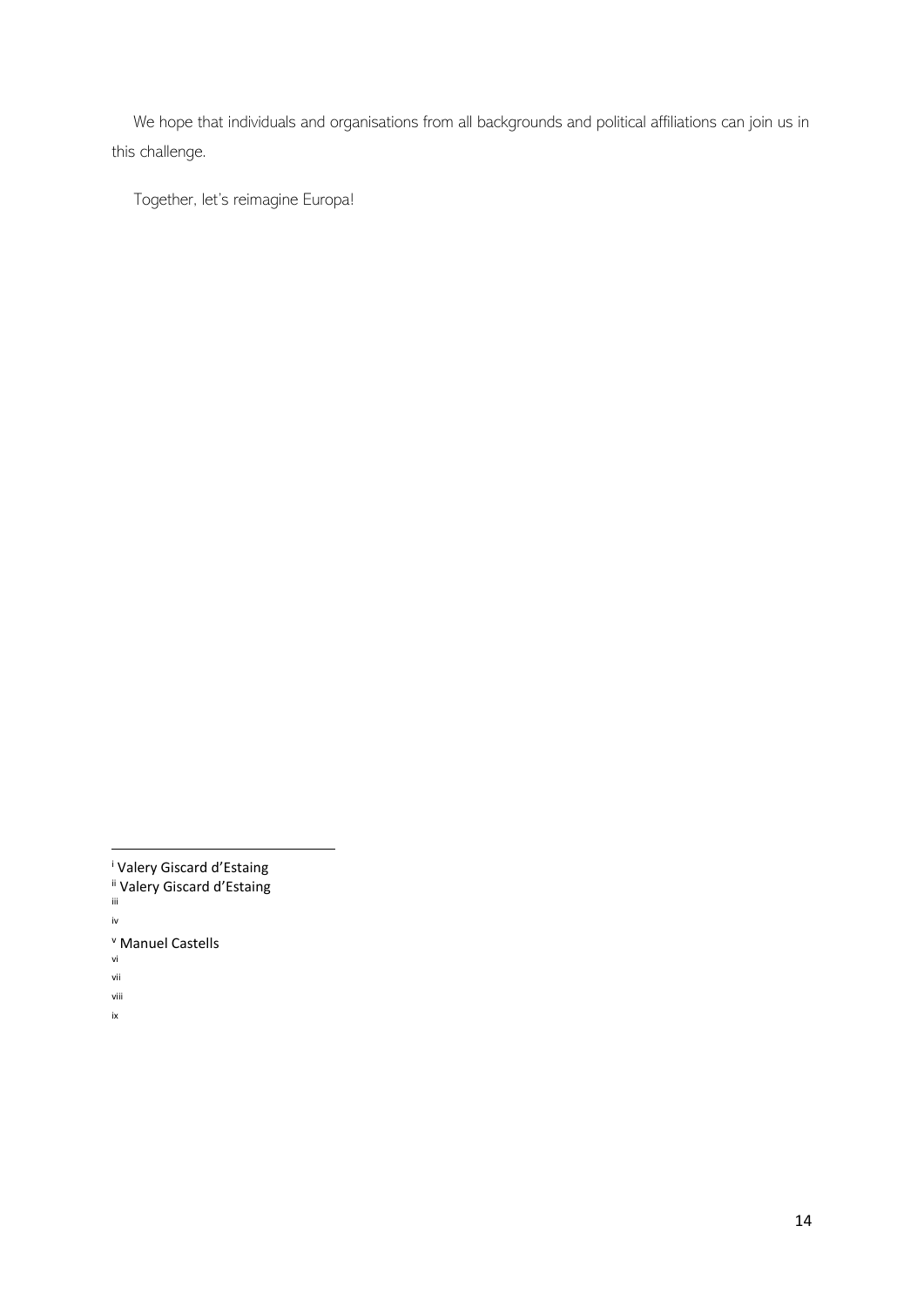We hope that individuals and organisations from all backgrounds and political affiliations can join us in this challenge.

Together, let's reimagine Europa!

---

[i] Valery Giscard d'Estaing
[ii] Valery Giscard d'Estaing
[iii]
[iv]
[v] Manuel Castells
[vi]
[vii]
[viii]
[ix]